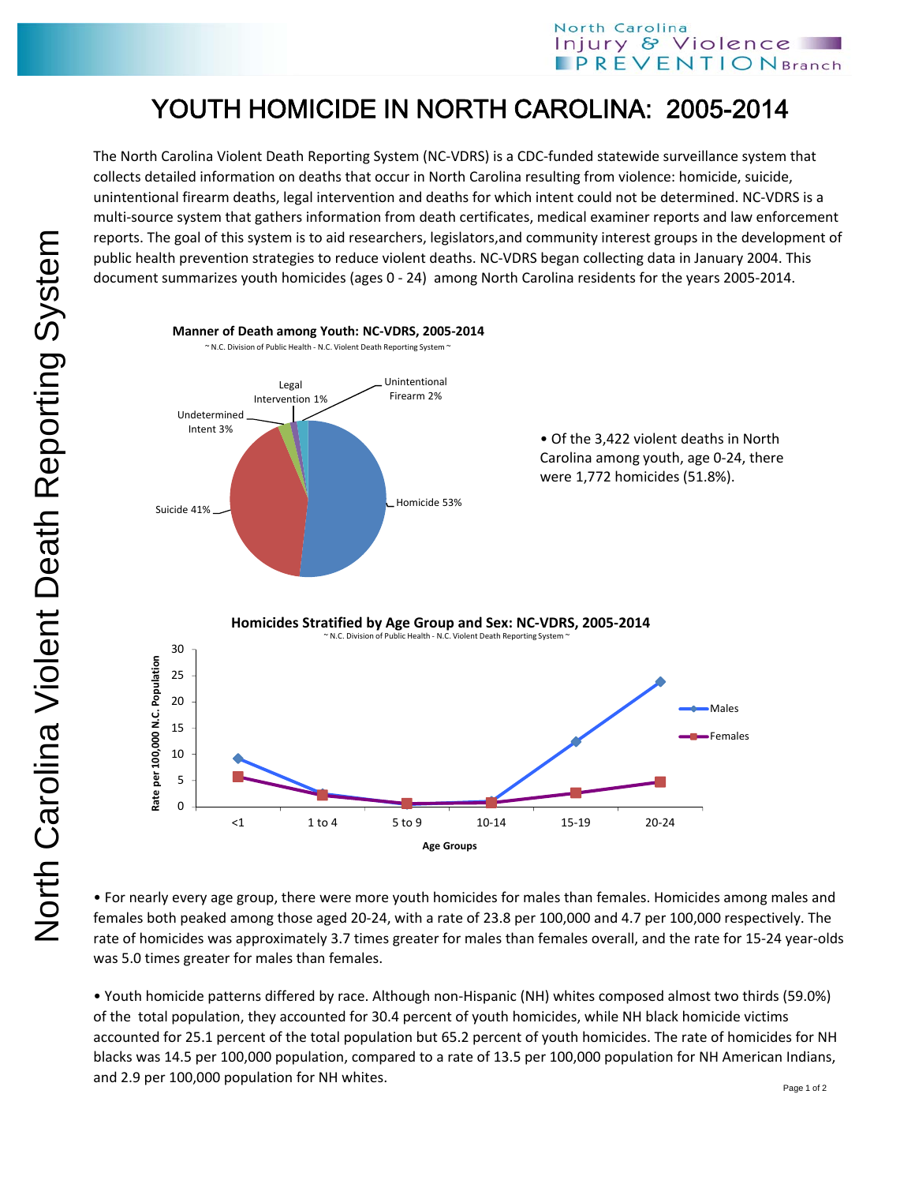# YOUTH HOMICIDE IN NORTH CAROLINA: 2005-2014

The North Carolina Violent Death Reporting System (NC-VDRS) is a CDC-funded statewide surveillance system that collects detailed information on deaths that occur in North Carolina resulting from violence: homicide, suicide, unintentional firearm deaths, legal intervention and deaths for which intent could not be determined. NC-VDRS is a multi-source system that gathers information from death certificates, medical examiner reports and law enforcement reports. The goal of this system is to aid researchers, legislators,and community interest groups in the development of public health prevention strategies to reduce violent deaths. NC-VDRS began collecting data in January 2004. This document summarizes youth homicides (ages 0 - 24) among North Carolina residents for the years 2005-2014.

**Manner of Death among Youth: NC-VDRS, 2005-2014**

~ N.C. Division of Public Health - N.C. Violent Death Reporting System ~

| Manner of Death | Percent |
|---|---|
| Homicide | 53% |
| Suicide | 41% |
| Undetermined Intent | 3% |
| Unintentional Firearm | 2% |
| Legal Intervention | 1% |

- Of the 3,422 violent deaths in North Carolina among youth, age 0-24, there were 1,772 homicides (51.8%).

**Homicides Stratified by Age Group and Sex: NC-VDRS, 2005-2014**

~ N.C. Division of Public Health - N.C. Violent Death Reporting System ~

(Line chart: Rate per 100,000 N.C. Population by Age Groups <1, 1 to 4, 5 to 9, 10-14, 15-19, 20-24; series: Males, Females)

- For nearly every age group, there were more youth homicides for males than females. Homicides among males and females both peaked among those aged 20-24, with a rate of 23.8 per 100,000 and 4.7 per 100,000 respectively. The rate of homicides was approximately 3.7 times greater for males than females overall, and the rate for 15-24 year-olds was 5.0 times greater for males than females.

- Youth homicide patterns differed by race. Although non-Hispanic (NH) whites composed almost two thirds (59.0%) of the total population, they accounted for 30.4 percent of youth homicides, while NH black homicide victims accounted for 25.1 percent of the total population but 65.2 percent of youth homicides. The rate of homicides for NH blacks was 14.5 per 100,000 population, compared to a rate of 13.5 per 100,000 population for NH American Indians, and 2.9 per 100,000 population for NH whites.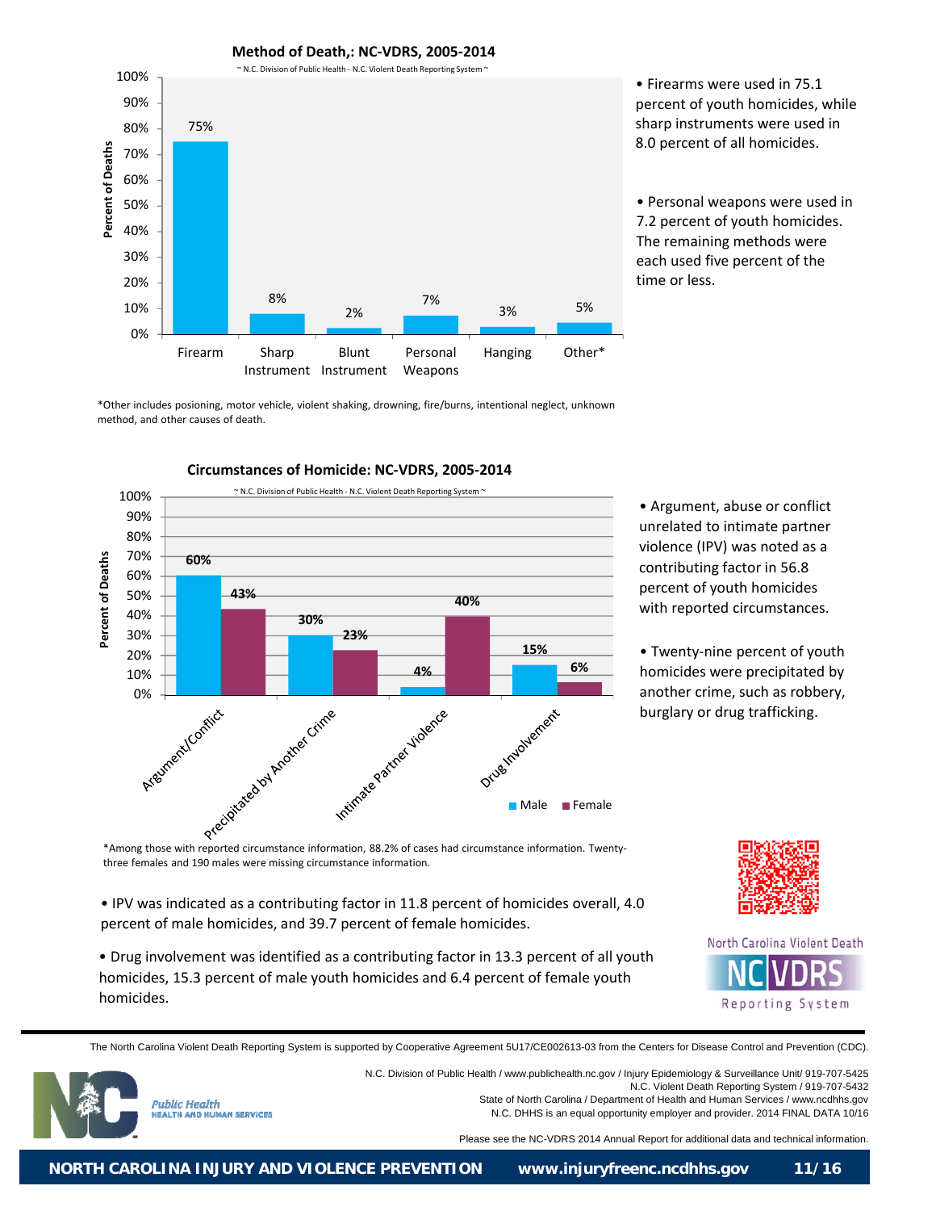## Method of Death,: NC-VDRS, 2005-2014

~ N.C. Division of Public Health - N.C. Violent Death Reporting System ~

Percent of Deaths

100%
90%
80%
70%
60%
50%
40%
30%
20%
10%
0%

75%
8%
2%
7%
3%
5%

Firearm
Sharp Instrument
Blunt Instrument
Personal Weapons
Hanging
Other*

*Other includes posioning, motor vehicle, violent shaking, drowning, fire/burns, intentional neglect, unknown method, and other causes of death.

- Firearms were used in 75.1 percent of youth homicides, while sharp instruments were used in 8.0 percent of all homicides.

- Personal weapons were used in 7.2 percent of youth homicides. The remaining methods were each used five percent of the time or less.

## Circumstances of Homicide: NC-VDRS, 2005-2014

~ N.C. Division of Public Health - N.C. Violent Death Reporting System ~

Percent of Deaths

100%
90%
80%
70%
60%
50%
40%
30%
20%
10%
0%

60%
43%
30%
23%
4%
40%
15%
6%

Argument/Conflict
Precipitated by Another Crime
Intimate Partner Violence
Drug Involvement

Male
Female

*Among those with reported circumstance information, 88.2% of cases had circumstance information. Twenty-three females and 190 males were missing circumstance information.

- Argument, abuse or conflict unrelated to intimate partner violence (IPV) was noted as a contributing factor in 56.8 percent of youth homicides with reported circumstances.

- Twenty-nine percent of youth homicides were precipitated by another crime, such as robbery, burglary or drug trafficking.

- IPV was indicated as a contributing factor in 11.8 percent of homicides overall, 4.0 percent of male homicides, and 39.7 percent of female homicides.

- Drug involvement was identified as a contributing factor in 13.3 percent of all youth homicides, 15.3 percent of male youth homicides and 6.4 percent of female youth homicides.

North Carolina Violent Death
NC VDRS
Reporting System

The North Carolina Violent Death Reporting System is supported by Cooperative Agreement 5U17/CE002613-03 from the Centers for Disease Control and Prevention (CDC).

Public Health
HEALTH AND HUMAN SERVICES

N.C. Division of Public Health / www.publichealth.nc.gov / Injury Epidemiology & Surveillance Unit/ 919-707-5425
N.C. Violent Death Reporting System / 919-707-5432
State of North Carolina / Department of Health and Human Services / www.ncdhhs.gov
N.C. DHHS is an equal opportunity employer and provider. 2014 FINAL DATA 10/16

Please see the NC-VDRS 2014 Annual Report for additional data and technical information.